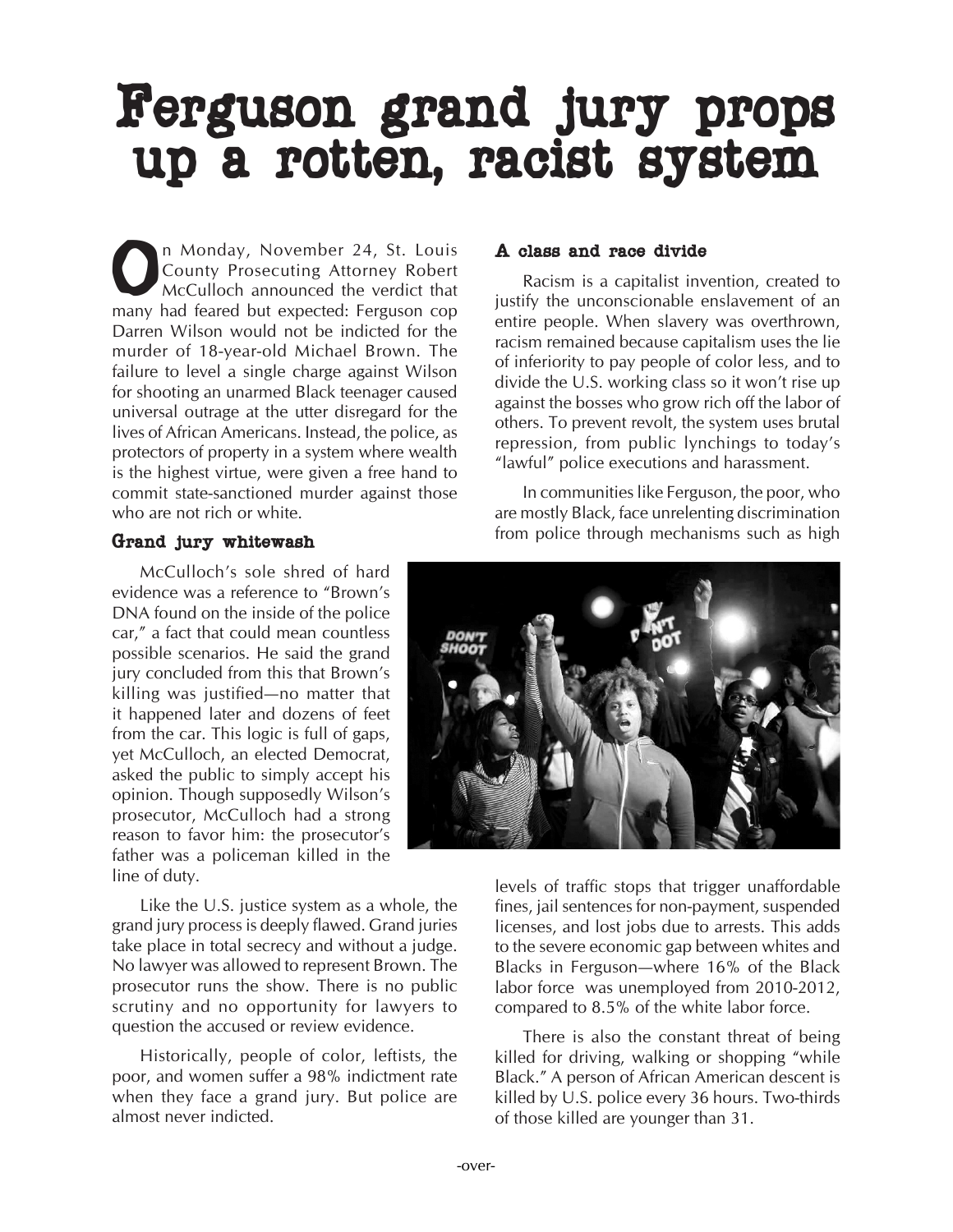# Ferguson grand jury props up a rotten, racist system

On Monday, November 24, St. Louis County Prosecuting Attorney Robert McCulloch announced the verdict that many had feared but expected: Ferguson cop Darren Wilson would not be indicted for the murder of 18-year-old Michael Brown. The failure to level a single charge against Wilson for shooting an unarmed Black teenager caused universal outrage at the utter disregard for the lives of African Americans. Instead, the police, as protectors of property in a system where wealth is the highest virtue, were given a free hand to commit state-sanctioned murder against those who are not rich or white.

### Grand jury whitewash

McCulloch's sole shred of hard evidence was a reference to "Brown's DNA found on the inside of the police car," a fact that could mean countless possible scenarios. He said the grand jury concluded from this that Brown's killing was justified—no matter that it happened later and dozens of feet from the car. This logic is full of gaps, yet McCulloch, an elected Democrat, asked the public to simply accept his opinion. Though supposedly Wilson's prosecutor, McCulloch had a strong reason to favor him: the prosecutor's father was a policeman killed in the line of duty.

Like the U.S. justice system as a whole, the grand jury process is deeply flawed. Grand juries take place in total secrecy and without a judge. No lawyer was allowed to represent Brown. The prosecutor runs the show. There is no public scrutiny and no opportunity for lawyers to question the accused or review evidence.

Historically, people of color, leftists, the poor, and women suffer a 98% indictment rate when they face a grand jury. But police are almost never indicted.

### A class and race divide

Racism is a capitalist invention, created to justify the unconscionable enslavement of an entire people. When slavery was overthrown, racism remained because capitalism uses the lie of inferiority to pay people of color less, and to divide the U.S. working class so it won't rise up against the bosses who grow rich off the labor of others. To prevent revolt, the system uses brutal repression, from public lynchings to today's "lawful" police executions and harassment.

In communities like Ferguson, the poor, who are mostly Black, face unrelenting discrimination from police through mechanisms such as high levels of traffic stops that trigger unaffordable fines, jail sentences for non-payment, suspended licenses, and lost jobs due to arrests. This adds to the severe economic gap between whites and Blacks in Ferguson—where 16% of the Black labor force was unemployed from 2010-2012, compared to 8.5% of the white labor force.

There is also the constant threat of being killed for driving, walking or shopping "while Black." A person of African American descent is killed by U.S. police every 36 hours. Two-thirds of those killed are younger than 31.

-over-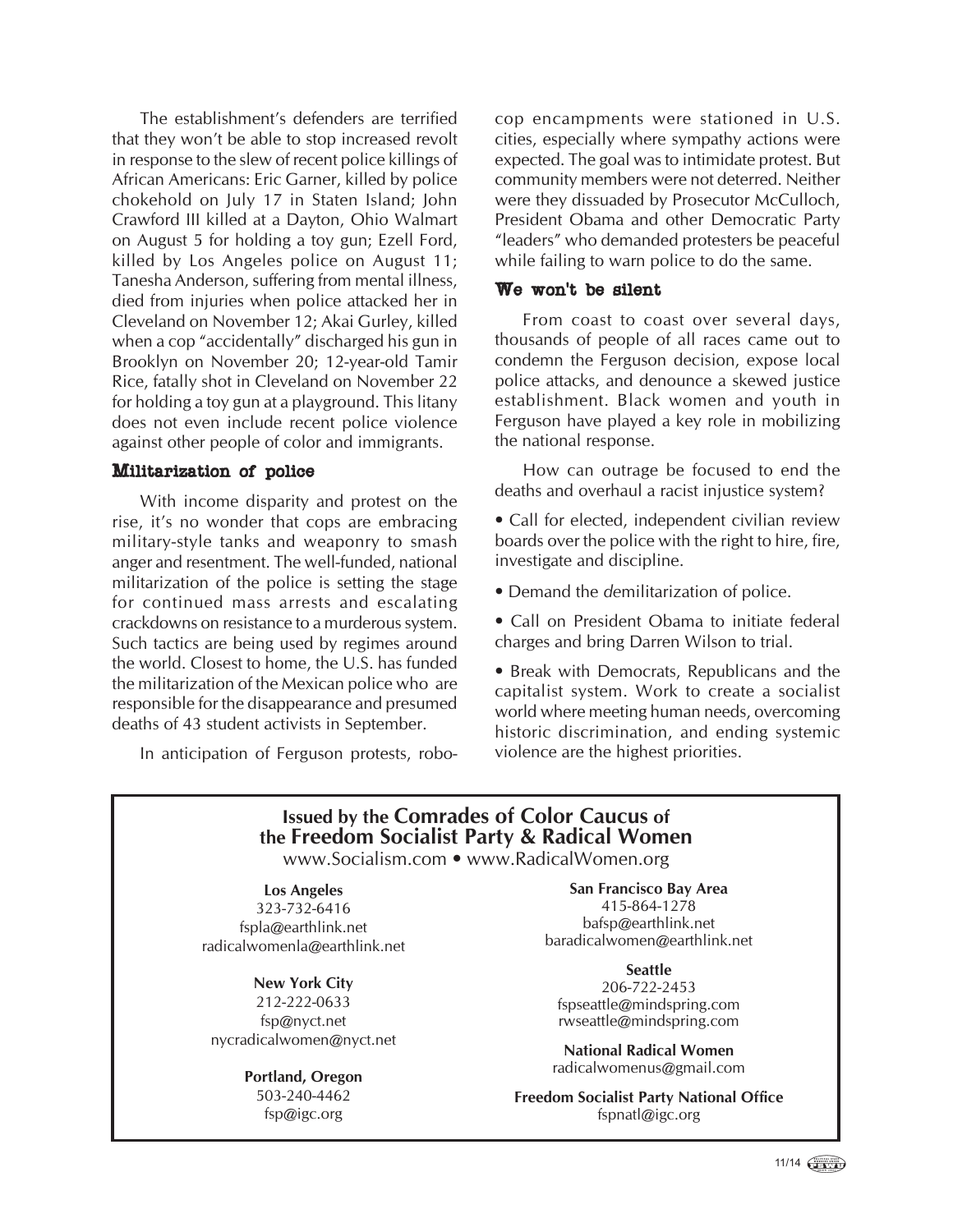The establishment's defenders are terrified that they won't be able to stop increased revolt in response to the slew of recent police killings of African Americans: Eric Garner, killed by police chokehold on July 17 in Staten Island; John Crawford III killed at a Dayton, Ohio Walmart on August 5 for holding a toy gun; Ezell Ford, killed by Los Angeles police on August 11; Tanesha Anderson, suffering from mental illness, died from injuries when police attacked her in Cleveland on November 12; Akai Gurley, killed when a cop "accidentally" discharged his gun in Brooklyn on November 20; 12-year-old Tamir Rice, fatally shot in Cleveland on November 22 for holding a toy gun at a playground. This litany does not even include recent police violence against other people of color and immigrants.

### Militarization of police

With income disparity and protest on the rise, it's no wonder that cops are embracing military-style tanks and weaponry to smash anger and resentment. The well-funded, national militarization of the police is setting the stage for continued mass arrests and escalating crackdowns on resistance to a murderous system. Such tactics are being used by regimes around the world. Closest to home, the U.S. has funded the militarization of the Mexican police who are responsible for the disappearance and presumed deaths of 43 student activists in September.

In anticipation of Ferguson protests, robo-cop encampments were stationed in U.S. cities, especially where sympathy actions were expected. The goal was to intimidate protest. But community members were not deterred. Neither were they dissuaded by Prosecutor McCulloch, President Obama and other Democratic Party "leaders" who demanded protesters be peaceful while failing to warn police to do the same.

### We won't be silent

From coast to coast over several days, thousands of people of all races came out to condemn the Ferguson decision, expose local police attacks, and denounce a skewed justice establishment. Black women and youth in Ferguson have played a key role in mobilizing the national response.

How can outrage be focused to end the deaths and overhaul a racist injustice system?

- Call for elected, independent civilian review boards over the police with the right to hire, fire, investigate and discipline.
- Demand the *de*militarization of police.
- Call on President Obama to initiate federal charges and bring Darren Wilson to trial.
- Break with Democrats, Republicans and the capitalist system. Work to create a socialist world where meeting human needs, overcoming historic discrimination, and ending systemic violence are the highest priorities.

**Issued by the Comrades of Color Caucus of the Freedom Socialist Party & Radical Women**

www.Socialism.com • www.RadicalWomen.org

**Los Angeles**
323-732-6416
fspla@earthlink.net
radicalwomenla@earthlink.net

**New York City**
212-222-0633
fsp@nyct.net
nycradicalwomen@nyct.net

**Portland, Oregon**
503-240-4462
fsp@igc.org

**San Francisco Bay Area**
415-864-1278
bafsp@earthlink.net
baradicalwomen@earthlink.net

**Seattle**
206-722-2453
fspseattle@mindspring.com
rwseattle@mindspring.com

**National Radical Women**
radicalwomenus@gmail.com

**Freedom Socialist Party National Office**
fspnatl@igc.org

11/14